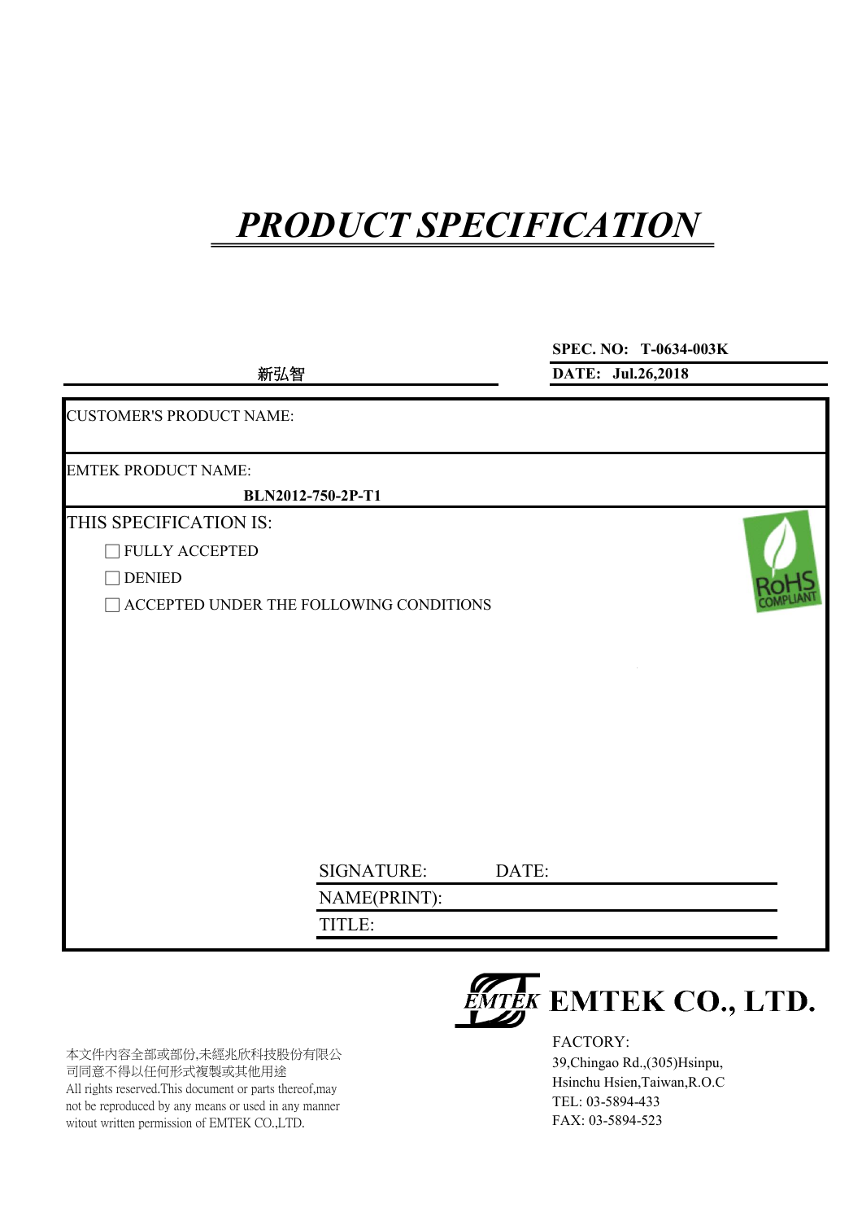# *PRODUCT SPECIFICATION*

**SPEC. NO: T-0634-003K**

新弘智

**DATE: Jul.26,2018**

CUSTOMER'S PRODUCT NAME:

EMTEK PRODUCT NAME:

**BLN2012-750-2P-T1**

THIS SPECIFICATION IS:

- ☐ FULLY ACCEPTED
- ☐ DENIED
- ☐ ACCEPTED UNDER THE FOLLOWING CONDITIONS

RoHS COMPLIANT

SIGNATURE: DATE:

NAME(PRINT):

TITLE:

本文件內容全部或部份,未經兆欣科技股份有限公司同意不得以任何形式複製或其他用途
All rights reserved.This document or parts thereof,may not be reproduced by any means or used in any manner witout written permission of EMTEK CO.,LTD.

**EMTEK CO., LTD.**

FACTORY:
39,Chingao Rd.,(305)Hsinpu,
Hsinchu Hsien,Taiwan,R.O.C
TEL: 03-5894-433
FAX: 03-5894-523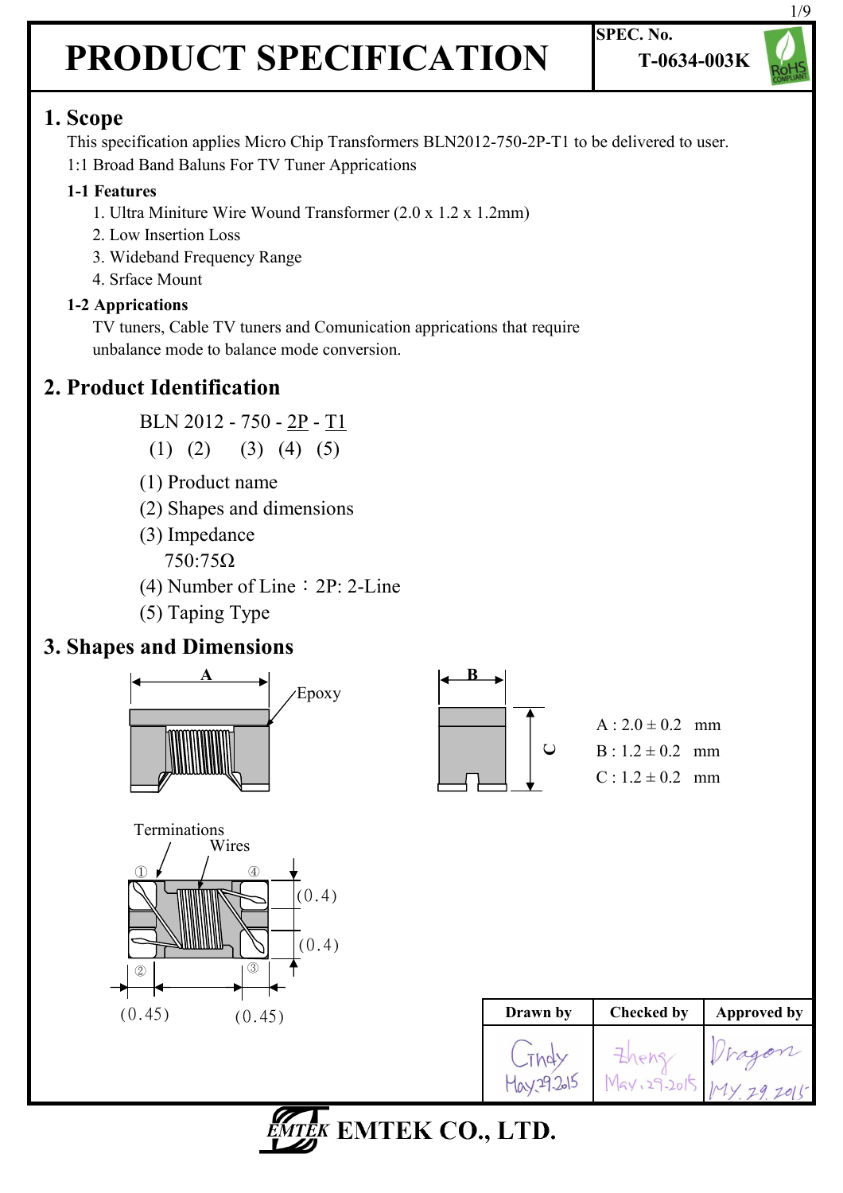# PRODUCT SPECIFICATION

SPEC. No. T-0634-003K

## 1. Scope

This specification applies Micro Chip Transformers BLN2012-750-2P-T1 to be delivered to user.
1:1 Broad Band Baluns For TV Tuner Apprications

### 1-1 Features

1. Ultra Miniture Wire Wound Transformer (2.0 x 1.2 x 1.2mm)
2. Low Insertion Loss
3. Wideband Frequency Range
4. Srface Mount

### 1-2 Apprications

TV tuners, Cable TV tuners and Comunication apprications that require unbalance mode to balance mode conversion.

## 2. Product Identification

BLN 2012 - 750 - 2P - T1
(1) (2) (3) (4) (5)

(1) Product name
(2) Shapes and dimensions
(3) Impedance
750:75Ω
(4) Number of Line：2P: 2-Line
(5) Taping Type

## 3. Shapes and Dimensions

Epoxy

Terminations

Wires

① ② ③ ④

(0.4) (0.4) (0.45) (0.45)

A : 2.0 ± 0.2 mm
B : 1.2 ± 0.2 mm
C : 1.2 ± 0.2 mm

| Drawn by | Checked by | Approved by |
|---|---|---|
| Cindy May.29.2015 | Zheng May.29.2015 | Dragon MY.29.2015 |

EMTEK CO., LTD.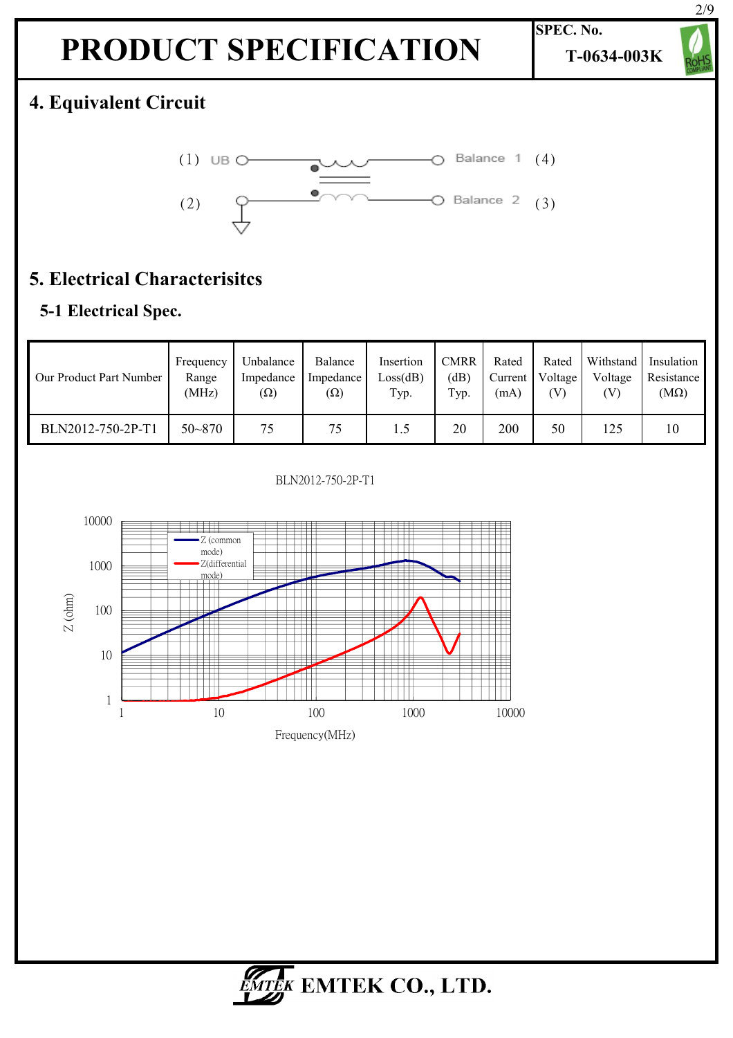# PRODUCT SPECIFICATION

**SPEC. No.** T-0634-003K

## 4. Equivalent Circuit

(1) UB — Balance 1 (4)

(2) — Balance 2 (3)

## 5. Electrical Characterisitcs

### 5-1 Electrical Spec.

| Our Product Part Number | Frequency Range (MHz) | Unbalance Impedance (Ω) | Balance Impedance (Ω) | Insertion Loss(dB) Typ. | CMRR (dB) Typ. | Rated Current (mA) | Rated Voltage (V) | Withstand Voltage (V) | Insulation Resistance (MΩ) |
|---|---|---|---|---|---|---|---|---|---|
| BLN2012-750-2P-T1 | 50~870 | 75 | 75 | 1.5 | 20 | 200 | 50 | 125 | 10 |

BLN2012-750-2P-T1

Z (ohm) vs Frequency(MHz) — Z (common mode), Z(differential mode)

**EMTEK CO., LTD.**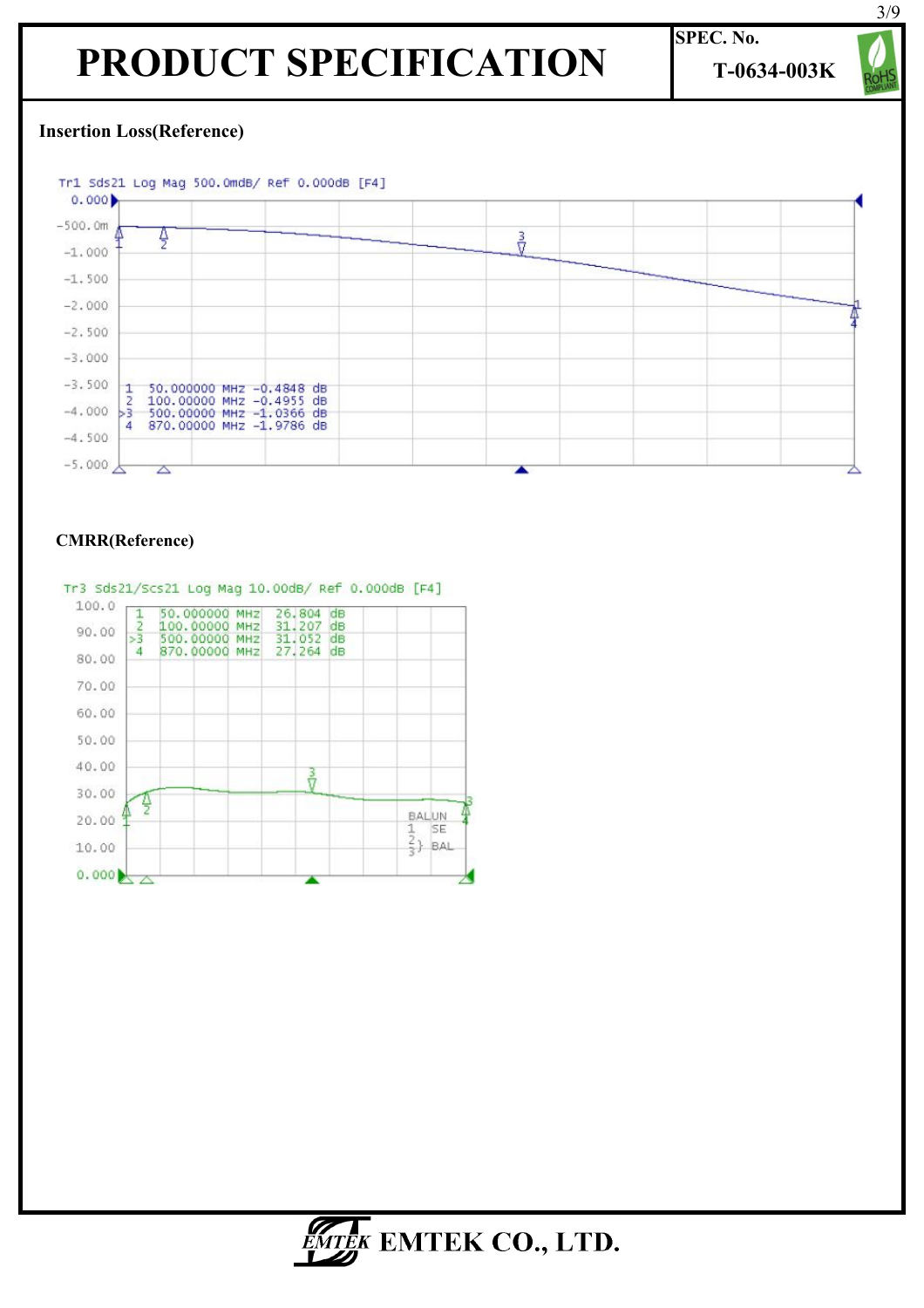# PRODUCT SPECIFICATION

**SPEC. No.** T-0634-003K

**Insertion Loss(Reference)**

Tr1 Sds21 Log Mag 500.0mdB/ Ref 0.000dB [F4]

| Marker | Frequency | Value |
|---|---|---|
| 1 | 50.000000 MHz | -0.4848 dB |
| 2 | 100.00000 MHz | -0.4955 dB |
| >3 | 500.00000 MHz | -1.0366 dB |
| 4 | 870.00000 MHz | -1.9786 dB |

**CMRR(Reference)**

Tr3 Sds21/Scs21 Log Mag 10.00dB/ Ref 0.000dB [F4]

| Marker | Frequency | Value |
|---|---|---|
| 1 | 50.000000 MHz | 26.804 dB |
| 2 | 100.00000 MHz | 31.207 dB |
| >3 | 500.00000 MHz | 31.052 dB |
| 4 | 870.00000 MHz | 27.264 dB |

BALUN
1 SE
2, 3 BAL

EMTEK CO., LTD.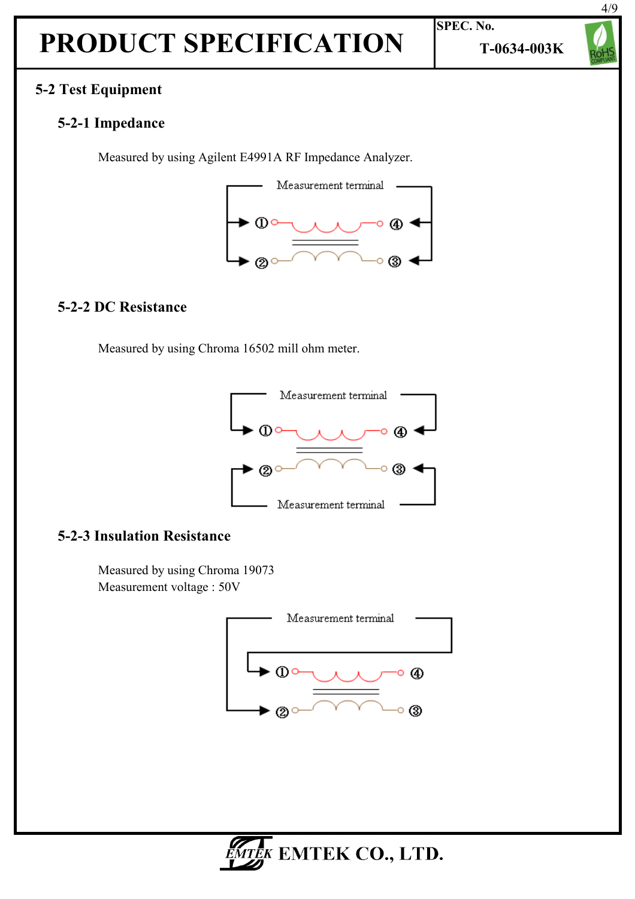## 5-2 Test Equipment

### 5-2-1 Impedance

Measured by using Agilent E4991A RF Impedance Analyzer.

Measurement terminal

①  ④

②  ③

### 5-2-2 DC Resistance

Measured by using Chroma 16502 mill ohm meter.

Measurement terminal

①  ④

②  ③

Measurement terminal

### 5-2-3 Insulation Resistance

Measured by using Chroma 19073
Measurement voltage : 50V

Measurement terminal

①  ④

②  ③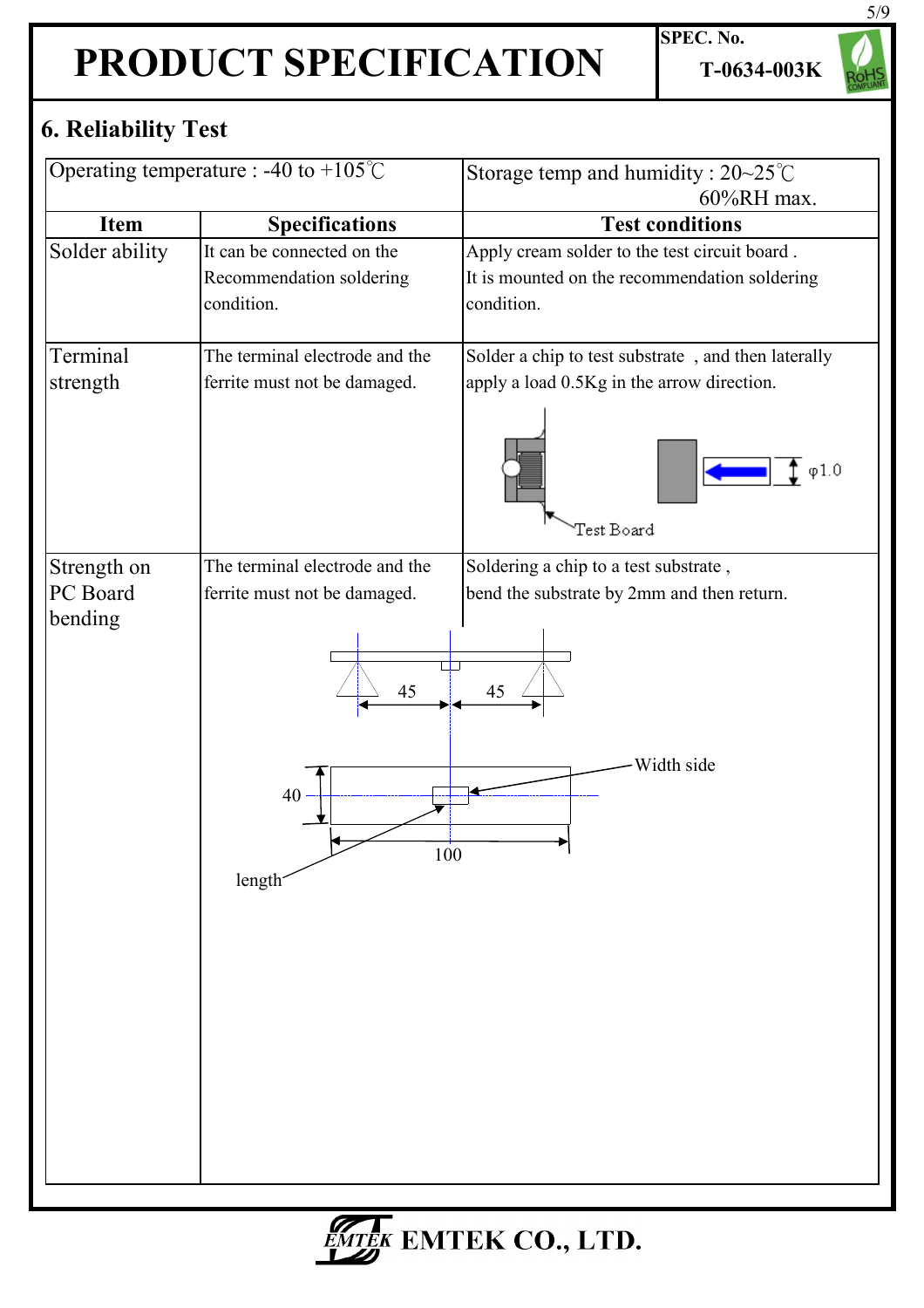# PRODUCT SPECIFICATION

SPEC. No. T-0634-003K

## 6. Reliability Test

| Operating temperature : -40 to +105℃ | | Storage temp and humidity : 20~25℃ 60%RH max. |
|---|---|---|
| **Item** | **Specifications** | **Test conditions** |
| Solder ability | It can be connected on the Recommendation soldering condition. | Apply cream solder to the test circuit board . It is mounted on the recommendation soldering condition. |
| Terminal strength | The terminal electrode and the ferrite must not be damaged. | Solder a chip to test substrate , and then laterally apply a load 0.5Kg in the arrow direction. Test Board φ1.0 |
| Strength on PC Board bending | The terminal electrode and the ferrite must not be damaged. | Soldering a chip to a test substrate , bend the substrate by 2mm and then return. |

45 45

Width side

40

100

length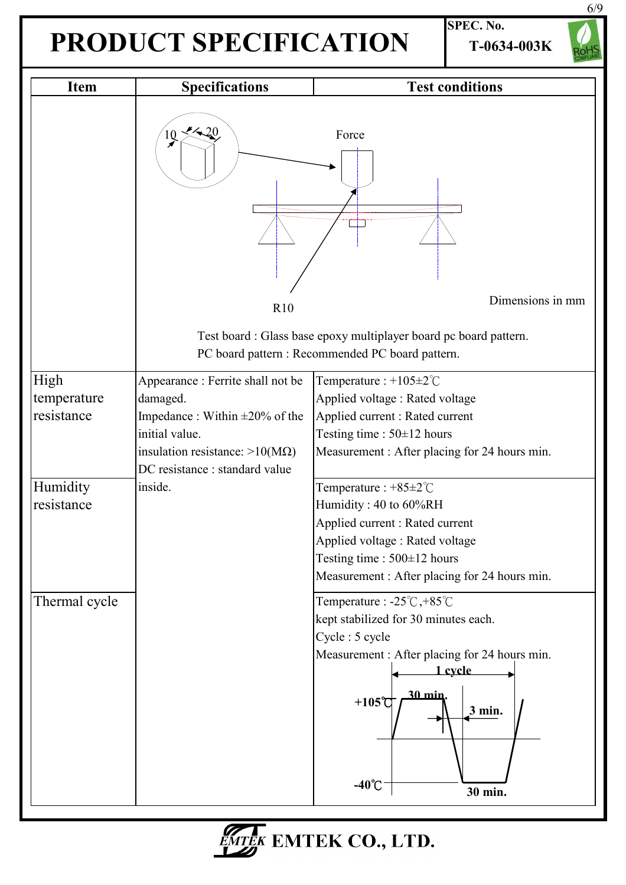## PRODUCT SPECIFICATION

SPEC. No. T-0634-003K

| Item | Specifications | Test conditions |
|---|---|---|
| | 10 20 Force R10 Dimensions in mm<br>Test board : Glass base epoxy multiplayer board pc board pattern.<br>PC board pattern : Recommended PC board pattern. | |
| High temperature resistance | Appearance : Ferrite shall not be damaged.<br>Impedance : Within ±20% of the initial value.<br>insulation resistance: >10(MΩ)<br>DC resistance : standard value inside. | Temperature : +105±2℃<br>Applied voltage : Rated voltage<br>Applied current : Rated current<br>Testing time : 50±12 hours<br>Measurement : After placing for 24 hours min. |
| Humidity resistance | | Temperature : +85±2℃<br>Humidity : 40 to 60%RH<br>Applied current : Rated current<br>Applied voltage : Rated voltage<br>Testing time : 500±12 hours<br>Measurement : After placing for 24 hours min. |
| Thermal cycle | | Temperature : -25℃,+85℃<br>kept stabilized for 30 minutes each.<br>Cycle : 5 cycle<br>Measurement : After placing for 24 hours min.<br>1 cycle<br>+105℃ 30 min. 3 min.<br>-40℃ 30 min. |

EMTEK CO., LTD.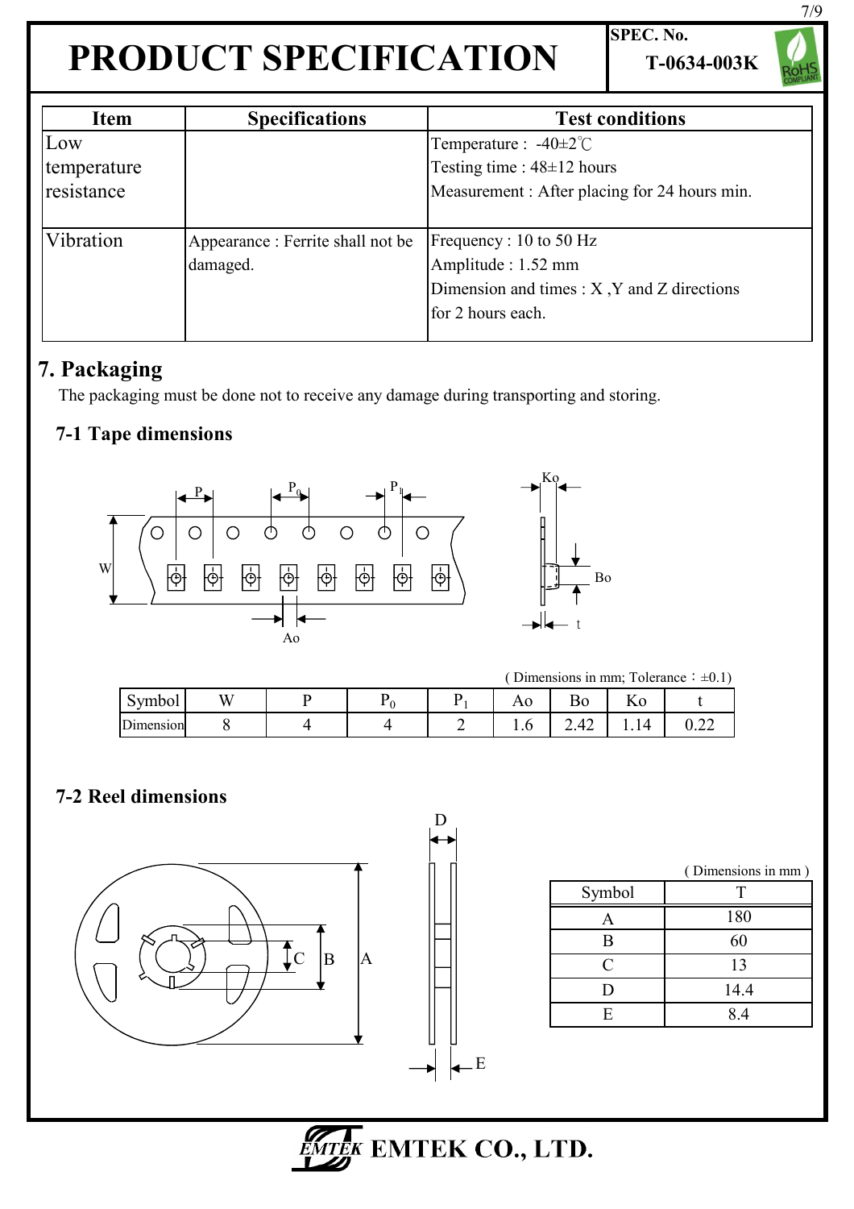| Item | Specifications | Test conditions |
| --- | --- | --- |
| Low temperature resistance | | Temperature : -40±2℃<br>Testing time : 48±12 hours<br>Measurement : After placing for 24 hours min. |
| Vibration | Appearance : Ferrite shall not be damaged. | Frequency : 10 to 50 Hz<br>Amplitude : 1.52 mm<br>Dimension and times : X ,Y and Z directions for 2 hours each. |

## 7. Packaging

The packaging must be done not to receive any damage during transporting and storing.

### 7-1 Tape dimensions

( Dimensions in mm; Tolerance：±0.1)

| Symbol | W | P | $P_0$ | $P_1$ | Ao | Bo | Ko | t |
| --- | --- | --- | --- | --- | --- | --- | --- | --- |
| Dimension | 8 | 4 | 4 | 2 | 1.6 | 2.42 | 1.14 | 0.22 |

### 7-2 Reel dimensions

( Dimensions in mm )

| Symbol | T |
| --- | --- |
| A | 180 |
| B | 60 |
| C | 13 |
| D | 14.4 |
| E | 8.4 |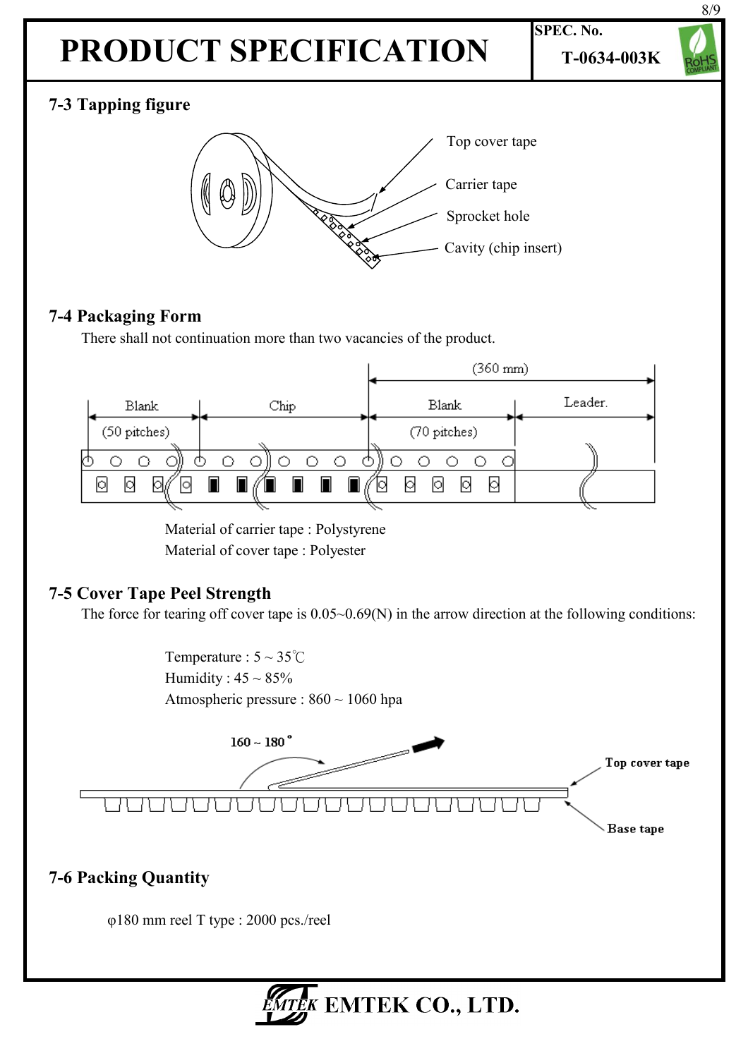# PRODUCT SPECIFICATION

**SPEC. No.** T-0634-003K

## 7-3 Tapping figure

Top cover tape

Carrier tape

Sprocket hole

Cavity (chip insert)

## 7-4 Packaging Form

There shall not continuation more than two vacancies of the product.

(360 mm)

Blank (50 pitches) | Chip | Blank (70 pitches) | Leader.

Material of carrier tape : Polystyrene

Material of cover tape : Polyester

## 7-5 Cover Tape Peel Strength

The force for tearing off cover tape is 0.05~0.69(N) in the arrow direction at the following conditions:

Temperature : 5 ~ 35℃

Humidity : 45 ~ 85%

Atmospheric pressure : 860 ~ 1060 hpa

160 ~ 180°

**Top cover tape**

**Base tape**

## 7-6 Packing Quantity

φ180 mm reel T type : 2000 pcs./reel

EMTEK CO., LTD.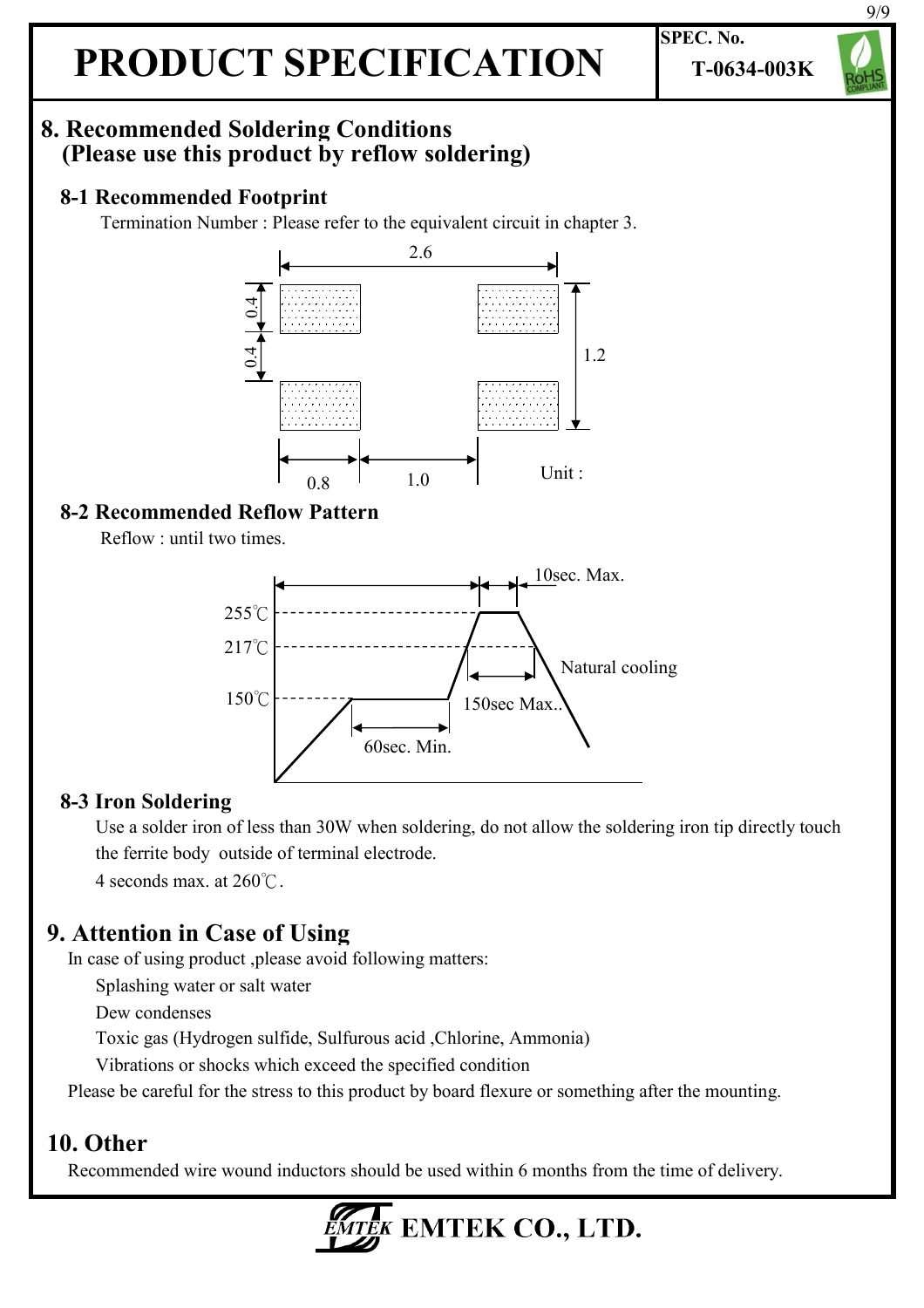# PRODUCT SPECIFICATION

SPEC. No.
T-0634-003K

## 8. Recommended Soldering Conditions
## (Please use this product by reflow soldering)

### 8-1 Recommended Footprint

Termination Number : Please refer to the equivalent circuit in chapter 3.

2.6
0.4
0.4
1.2
0.8
1.0
Unit :

### 8-2 Recommended Reflow Pattern

Reflow : until two times.

10sec. Max.
255℃
217℃
150℃
Natural cooling
150sec Max..
60sec. Min.

### 8-3 Iron Soldering

Use a solder iron of less than 30W when soldering, do not allow the soldering iron tip directly touch the ferrite body outside of terminal electrode.

4 seconds max. at 260℃.

## 9. Attention in Case of Using

In case of using product ,please avoid following matters:

Splashing water or salt water

Dew condenses

Toxic gas (Hydrogen sulfide, Sulfurous acid ,Chlorine, Ammonia)

Vibrations or shocks which exceed the specified condition

Please be careful for the stress to this product by board flexure or something after the mounting.

## 10. Other

Recommended wire wound inductors should be used within 6 months from the time of delivery.

EMTEK CO., LTD.